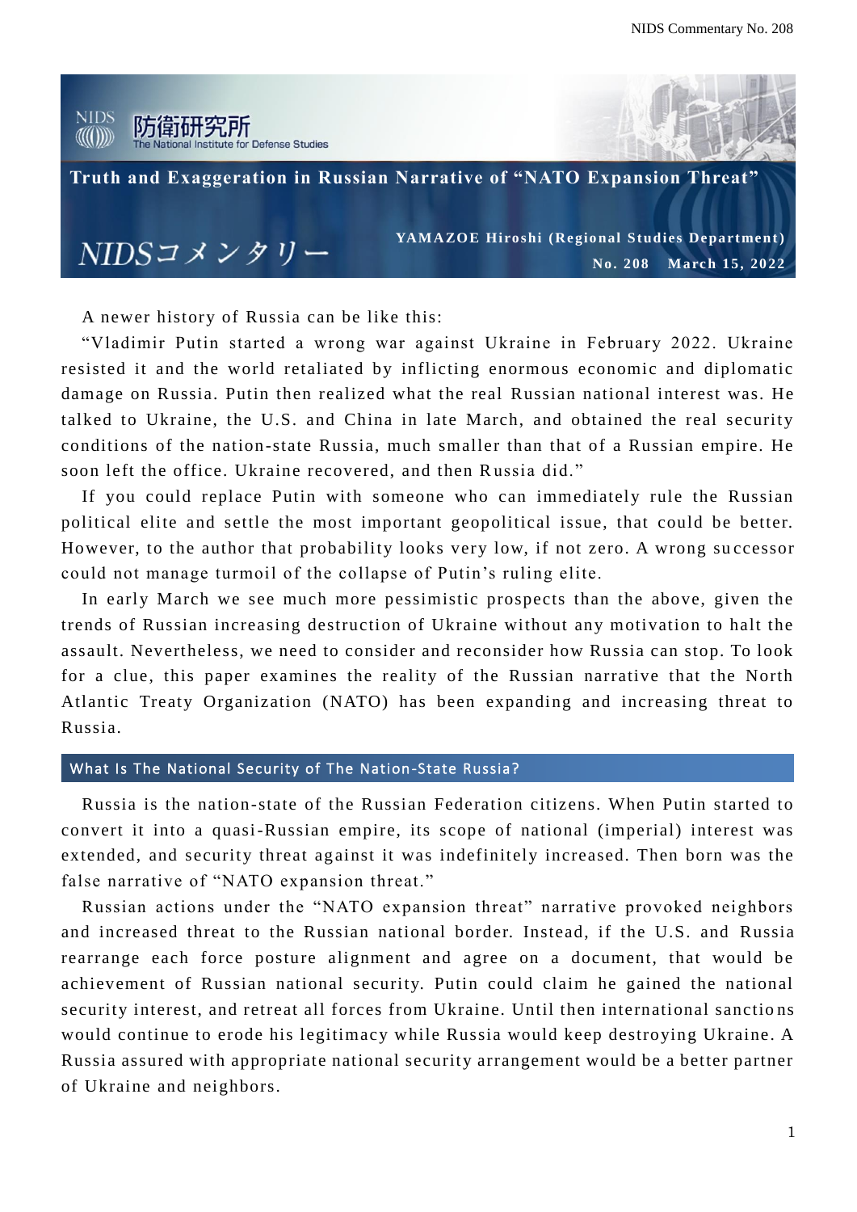NIDS 防衛研究所 The National Institute for Defense Studies

# Truth and Exaggeration in Russian Narrative of "NATO Expansion Threat"

NIDSコメンタリー

YAMAZOE Hiroshi (Regional Studies Department)

No. 208 March 15, 2022

A newer history of Russia can be like this:

"Vladimir Putin started a wrong war against Ukraine in February 2022. Ukraine resisted it and the world retaliated by inflicting enormous economic and diplomatic damage on Russia. Putin then realized what the real Russian national interest was. He talked to Ukraine, the U.S. and China in late March, and obtained the real security conditions of the nation-state Russia, much smaller than that of a Russian empire. He soon left the office. Ukraine recovered, and then Russia did."

If you could replace Putin with someone who can immediately rule the Russian political elite and settle the most important geopolitical issue, that could be better. However, to the author that probability looks very low, if not zero. A wrong successor could not manage turmoil of the collapse of Putin's ruling elite.

In early March we see much more pessimistic prospects than the above, given the trends of Russian increasing destruction of Ukraine without any motivation to halt the assault. Nevertheless, we need to consider and reconsider how Russia can stop. To look for a clue, this paper examines the reality of the Russian narrative that the North Atlantic Treaty Organization (NATO) has been expanding and increasing threat to Russia.

## What Is The National Security of The Nation-State Russia?

Russia is the nation-state of the Russian Federation citizens. When Putin started to convert it into a quasi-Russian empire, its scope of national (imperial) interest was extended, and security threat against it was indefinitely increased. Then born was the false narrative of "NATO expansion threat."

Russian actions under the "NATO expansion threat" narrative provoked neighbors and increased threat to the Russian national border. Instead, if the U.S. and Russia rearrange each force posture alignment and agree on a document, that would be achievement of Russian national security. Putin could claim he gained the national security interest, and retreat all forces from Ukraine. Until then international sanctions would continue to erode his legitimacy while Russia would keep destroying Ukraine. A Russia assured with appropriate national security arrangement would be a better partner of Ukraine and neighbors.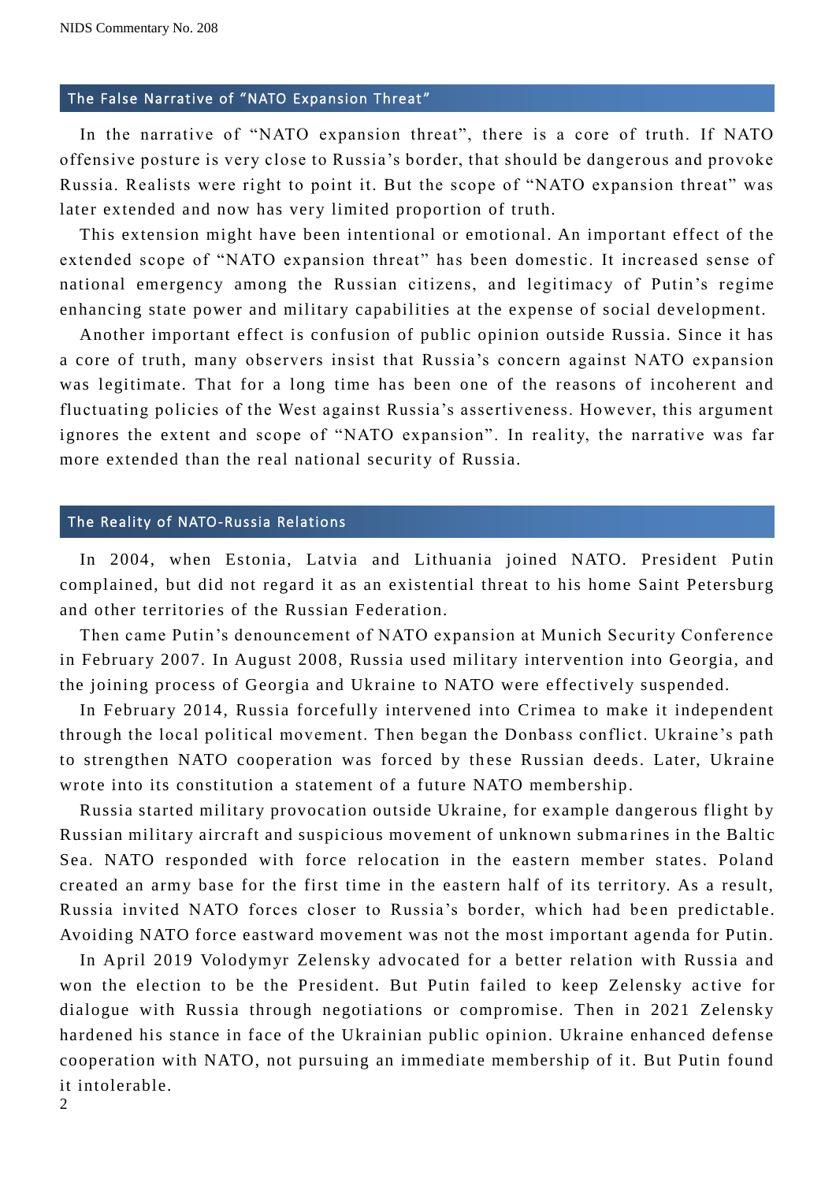## The False Narrative of "NATO Expansion Threat"

In the narrative of "NATO expansion threat", there is a core of truth. If NATO offensive posture is very close to Russia's border, that should be dangerous and provoke Russia. Realists were right to point it. But the scope of "NATO expansion threat" was later extended and now has very limited proportion of truth.

This extension might have been intentional or emotional. An important effect of the extended scope of "NATO expansion threat" has been domestic. It increased sense of national emergency among the Russian citizens, and legitimacy of Putin's regime enhancing state power and military capabilities at the expense of social development.

Another important effect is confusion of public opinion outside Russia. Since it has a core of truth, many observers insist that Russia's concern against NATO expansion was legitimate. That for a long time has been one of the reasons of incoherent and fluctuating policies of the West against Russia's assertiveness. However, this argument ignores the extent and scope of "NATO expansion". In reality, the narrative was far more extended than the real national security of Russia.

## The Reality of NATO-Russia Relations

In 2004, when Estonia, Latvia and Lithuania joined NATO. President Putin complained, but did not regard it as an existential threat to his home Saint Petersburg and other territories of the Russian Federation.

Then came Putin's denouncement of NATO expansion at Munich Security Conference in February 2007. In August 2008, Russia used military intervention into Georgia, and the joining process of Georgia and Ukraine to NATO were effectively suspended.

In February 2014, Russia forcefully intervened into Crimea to make it independent through the local political movement. Then began the Donbass conflict. Ukraine's path to strengthen NATO cooperation was forced by these Russian deeds. Later, Ukraine wrote into its constitution a statement of a future NATO membership.

Russia started military provocation outside Ukraine, for example dangerous flight by Russian military aircraft and suspicious movement of unknown submarines in the Baltic Sea. NATO responded with force relocation in the eastern member states. Poland created an army base for the first time in the eastern half of its territory. As a result, Russia invited NATO forces closer to Russia's border, which had been predictable. Avoiding NATO force eastward movement was not the most important agenda for Putin.

In April 2019 Volodymyr Zelensky advocated for a better relation with Russia and won the election to be the President. But Putin failed to keep Zelensky active for dialogue with Russia through negotiations or compromise. Then in 2021 Zelensky hardened his stance in face of the Ukrainian public opinion. Ukraine enhanced defense cooperation with NATO, not pursuing an immediate membership of it. But Putin found it intolerable.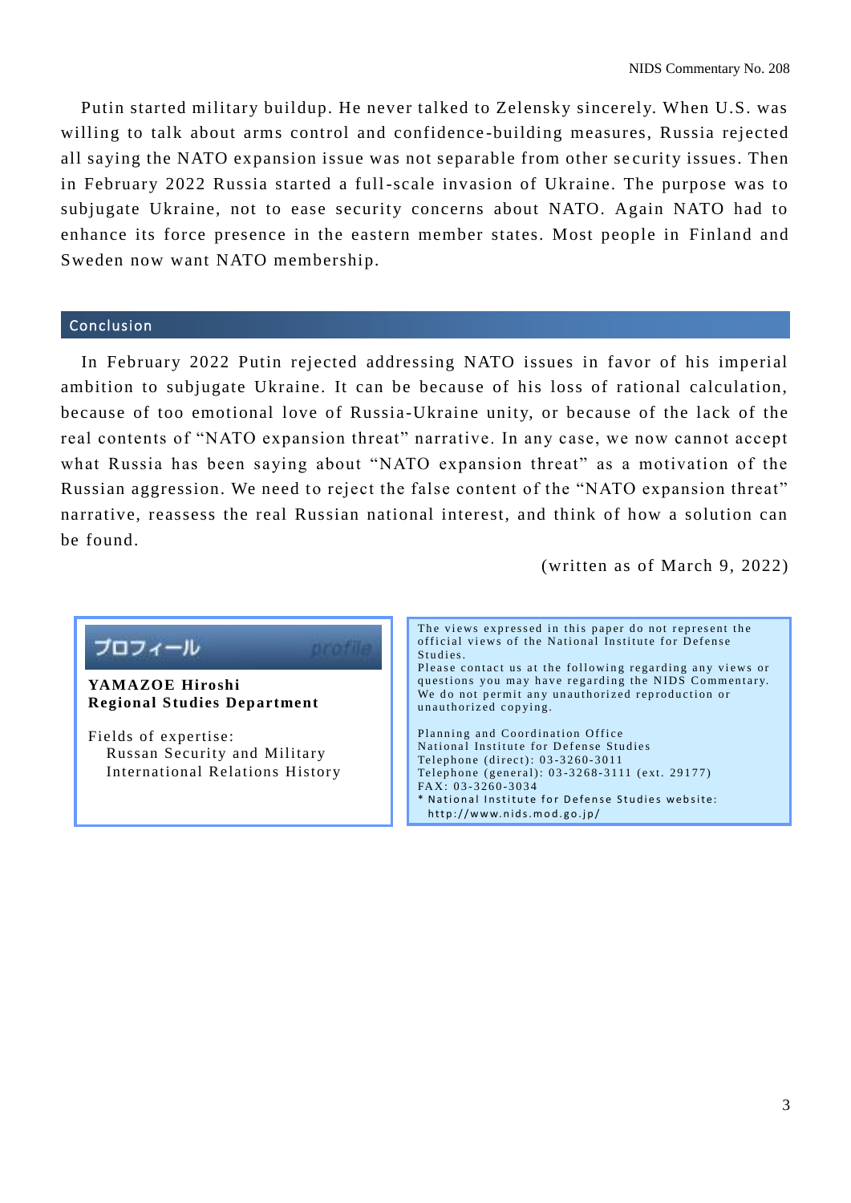Putin started military buildup. He never talked to Zelensky sincerely. When U.S. was willing to talk about arms control and confidence-building measures, Russia rejected all saying the NATO expansion issue was not separable from other security issues. Then in February 2022 Russia started a full-scale invasion of Ukraine. The purpose was to subjugate Ukraine, not to ease security concerns about NATO. Again NATO had to enhance its force presence in the eastern member states. Most people in Finland and Sweden now want NATO membership.

## Conclusion

In February 2022 Putin rejected addressing NATO issues in favor of his imperial ambition to subjugate Ukraine. It can be because of his loss of rational calculation, because of too emotional love of Russia-Ukraine unity, or because of the lack of the real contents of “NATO expansion threat” narrative. In any case, we now cannot accept what Russia has been saying about “NATO expansion threat” as a motivation of the Russian aggression. We need to reject the false content of the “NATO expansion threat” narrative, reassess the real Russian national interest, and think of how a solution can be found.

(written as of March 9, 2022)

プロフィール profile

**YAMAZOE Hiroshi**
**Regional Studies Department**

Fields of expertise:
Russan Security and Military
International Relations History

The views expressed in this paper do not represent the official views of the National Institute for Defense Studies.
Please contact us at the following regarding any views or questions you may have regarding the NIDS Commentary.
We do not permit any unauthorized reproduction or unauthorized copying.

Planning and Coordination Office
National Institute for Defense Studies
Telephone (direct): 03-3260-3011
Telephone (general): 03-3268-3111 (ext. 29177)
FAX: 03-3260-3034
* National Institute for Defense Studies website:
http://www.nids.mod.go.jp/